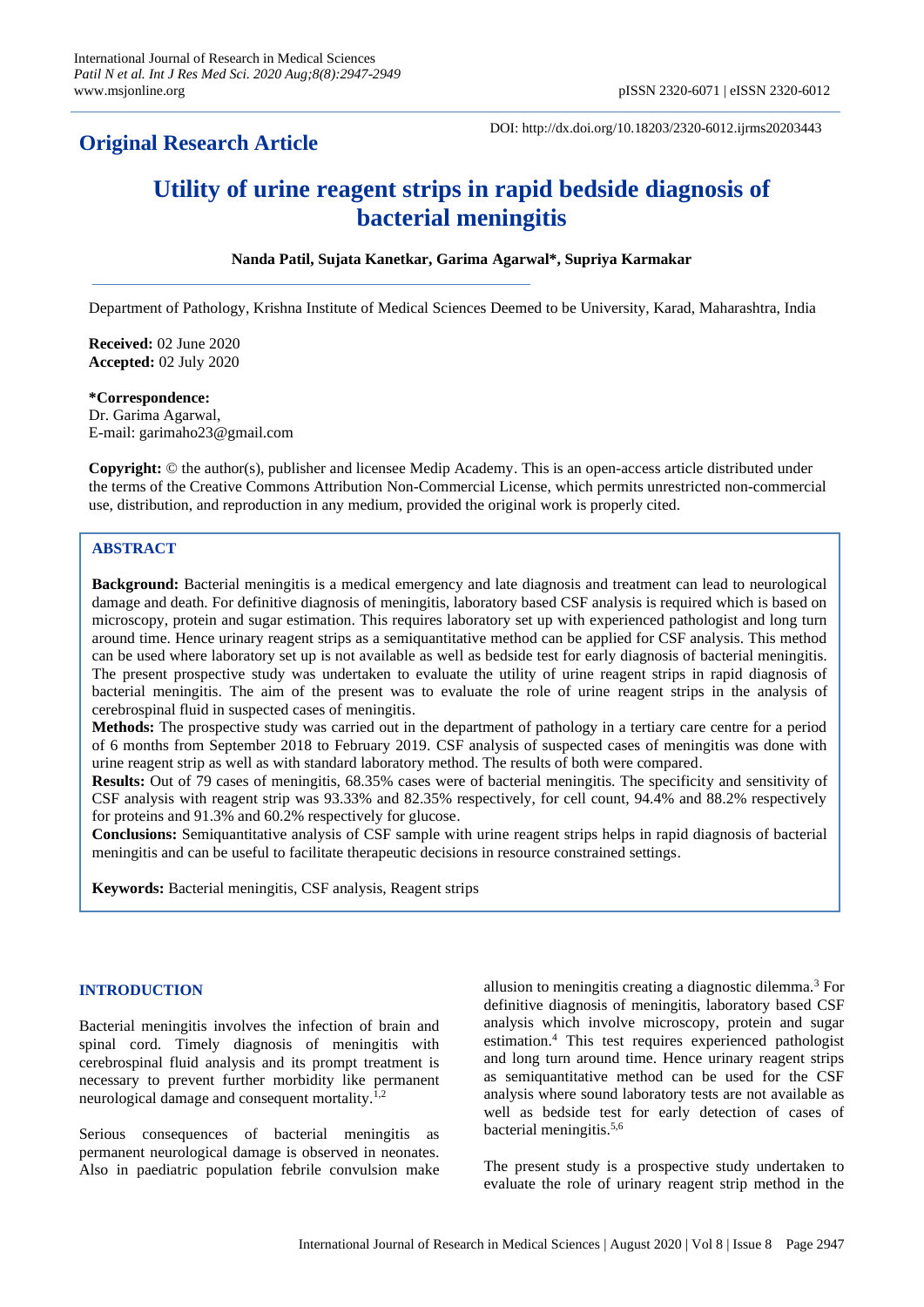## Original Research Article

DOI: http://dx.doi.org/10.18203/2320-6012.ijrms20203443

# Utility of urine reagent strips in rapid bedside diagnosis of bacterial meningitis

**Nanda Patil, Sujata Kanetkar, Garima Agarwal*, Supriya Karmakar**

Department of Pathology, Krishna Institute of Medical Sciences Deemed to be University, Karad, Maharashtra, India

**Received:** 02 June 2020
**Accepted:** 02 July 2020

***Correspondence:**
Dr. Garima Agarwal,
E-mail: garimaho23@gmail.com

**Copyright:** © the author(s), publisher and licensee Medip Academy. This is an open-access article distributed under the terms of the Creative Commons Attribution Non-Commercial License, which permits unrestricted non-commercial use, distribution, and reproduction in any medium, provided the original work is properly cited.

## ABSTRACT

**Background:** Bacterial meningitis is a medical emergency and late diagnosis and treatment can lead to neurological damage and death. For definitive diagnosis of meningitis, laboratory based CSF analysis is required which is based on microscopy, protein and sugar estimation. This requires laboratory set up with experienced pathologist and long turn around time. Hence urinary reagent strips as a semiquantitative method can be applied for CSF analysis. This method can be used where laboratory set up is not available as well as bedside test for early diagnosis of bacterial meningitis. The present prospective study was undertaken to evaluate the utility of urine reagent strips in rapid diagnosis of bacterial meningitis. The aim of the present was to evaluate the role of urine reagent strips in the analysis of cerebrospinal fluid in suspected cases of meningitis.

**Methods:** The prospective study was carried out in the department of pathology in a tertiary care centre for a period of 6 months from September 2018 to February 2019. CSF analysis of suspected cases of meningitis was done with urine reagent strip as well as with standard laboratory method. The results of both were compared.

**Results:** Out of 79 cases of meningitis, 68.35% cases were of bacterial meningitis. The specificity and sensitivity of CSF analysis with reagent strip was 93.33% and 82.35% respectively, for cell count, 94.4% and 88.2% respectively for proteins and 91.3% and 60.2% respectively for glucose.

**Conclusions:** Semiquantitative analysis of CSF sample with urine reagent strips helps in rapid diagnosis of bacterial meningitis and can be useful to facilitate therapeutic decisions in resource constrained settings.

**Keywords:** Bacterial meningitis, CSF analysis, Reagent strips

## INTRODUCTION

Bacterial meningitis involves the infection of brain and spinal cord. Timely diagnosis of meningitis with cerebrospinal fluid analysis and its prompt treatment is necessary to prevent further morbidity like permanent neurological damage and consequent mortality.[1,2]

Serious consequences of bacterial meningitis as permanent neurological damage is observed in neonates. Also in paediatric population febrile convulsion make allusion to meningitis creating a diagnostic dilemma.[3] For definitive diagnosis of meningitis, laboratory based CSF analysis which involve microscopy, protein and sugar estimation.[4] This test requires experienced pathologist and long turn around time. Hence urinary reagent strips as semiquantitative method can be used for the CSF analysis where sound laboratory tests are not available as well as bedside test for early detection of cases of bacterial meningitis.[5,6]

The present study is a prospective study undertaken to evaluate the role of urinary reagent strip method in the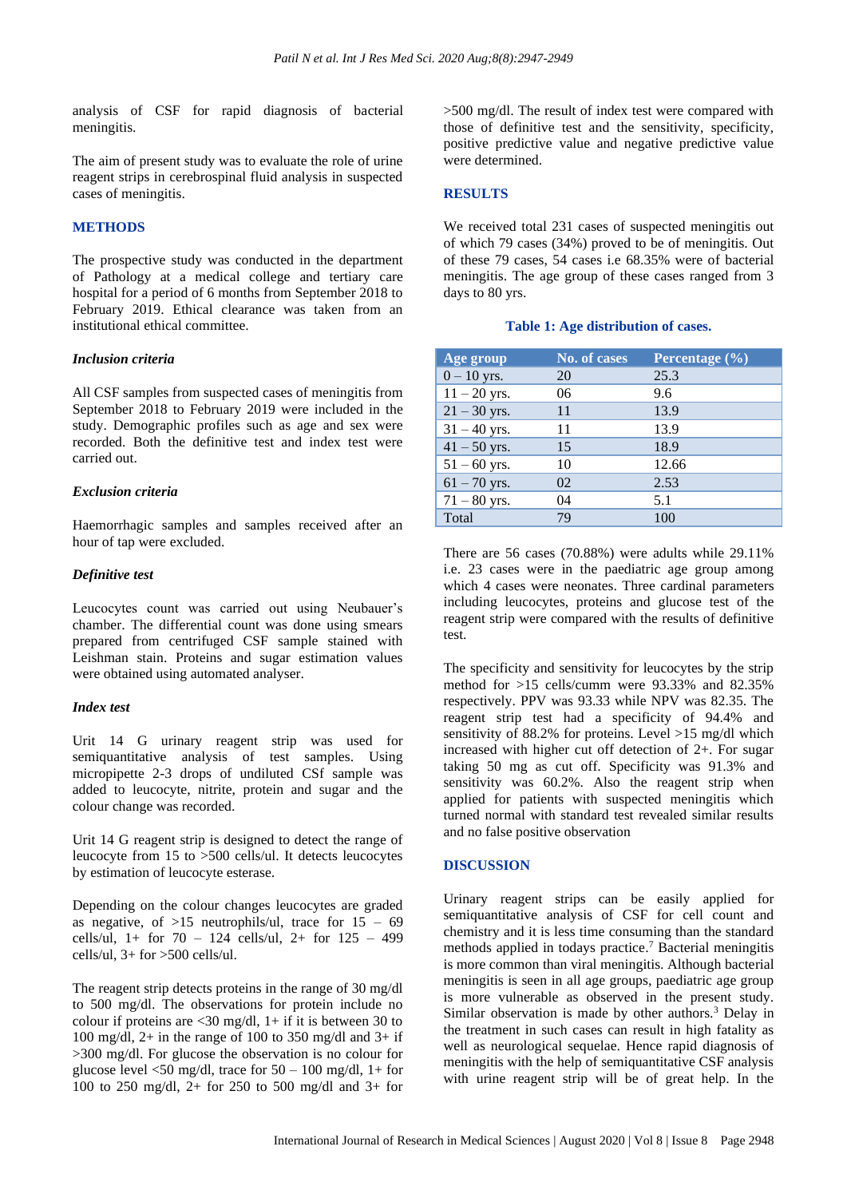analysis of CSF for rapid diagnosis of bacterial meningitis.

The aim of present study was to evaluate the role of urine reagent strips in cerebrospinal fluid analysis in suspected cases of meningitis.

## METHODS

The prospective study was conducted in the department of Pathology at a medical college and tertiary care hospital for a period of 6 months from September 2018 to February 2019. Ethical clearance was taken from an institutional ethical committee.

### *Inclusion criteria*

All CSF samples from suspected cases of meningitis from September 2018 to February 2019 were included in the study. Demographic profiles such as age and sex were recorded. Both the definitive test and index test were carried out.

### *Exclusion criteria*

Haemorrhagic samples and samples received after an hour of tap were excluded.

### *Definitive test*

Leucocytes count was carried out using Neubauer's chamber. The differential count was done using smears prepared from centrifuged CSF sample stained with Leishman stain. Proteins and sugar estimation values were obtained using automated analyser.

### *Index test*

Urit 14 G urinary reagent strip was used for semiquantitative analysis of test samples. Using micropipette 2-3 drops of undiluted CSf sample was added to leucocyte, nitrite, protein and sugar and the colour change was recorded.

Urit 14 G reagent strip is designed to detect the range of leucocyte from 15 to >500 cells/ul. It detects leucocytes by estimation of leucocyte esterase.

Depending on the colour changes leucocytes are graded as negative, of >15 neutrophils/ul, trace for 15 – 69 cells/ul, 1+ for 70 – 124 cells/ul, 2+ for 125 – 499 cells/ul, 3+ for >500 cells/ul.

The reagent strip detects proteins in the range of 30 mg/dl to 500 mg/dl. The observations for protein include no colour if proteins are <30 mg/dl, 1+ if it is between 30 to 100 mg/dl, 2+ in the range of 100 to 350 mg/dl and 3+ if >300 mg/dl. For glucose the observation is no colour for glucose level <50 mg/dl, trace for 50 – 100 mg/dl, 1+ for 100 to 250 mg/dl, 2+ for 250 to 500 mg/dl and 3+ for >500 mg/dl. The result of index test were compared with those of definitive test and the sensitivity, specificity, positive predictive value and negative predictive value were determined.

## RESULTS

We received total 231 cases of suspected meningitis out of which 79 cases (34%) proved to be of meningitis. Out of these 79 cases, 54 cases i.e 68.35% were of bacterial meningitis. The age group of these cases ranged from 3 days to 80 yrs.

**Table 1: Age distribution of cases.**

| Age group | No. of cases | Percentage (%) |
|---|---|---|
| 0 – 10 yrs. | 20 | 25.3 |
| 11 – 20 yrs. | 06 | 9.6 |
| 21 – 30 yrs. | 11 | 13.9 |
| 31 – 40 yrs. | 11 | 13.9 |
| 41 – 50 yrs. | 15 | 18.9 |
| 51 – 60 yrs. | 10 | 12.66 |
| 61 – 70 yrs. | 02 | 2.53 |
| 71 – 80 yrs. | 04 | 5.1 |
| Total | 79 | 100 |

There are 56 cases (70.88%) were adults while 29.11% i.e. 23 cases were in the paediatric age group among which 4 cases were neonates. Three cardinal parameters including leucocytes, proteins and glucose test of the reagent strip were compared with the results of definitive test.

The specificity and sensitivity for leucocytes by the strip method for >15 cells/cumm were 93.33% and 82.35% respectively. PPV was 93.33 while NPV was 82.35. The reagent strip test had a specificity of 94.4% and sensitivity of 88.2% for proteins. Level >15 mg/dl which increased with higher cut off detection of 2+. For sugar taking 50 mg as cut off. Specificity was 91.3% and sensitivity was 60.2%. Also the reagent strip when applied for patients with suspected meningitis which turned normal with standard test revealed similar results and no false positive observation

## DISCUSSION

Urinary reagent strips can be easily applied for semiquantitative analysis of CSF for cell count and chemistry and it is less time consuming than the standard methods applied in todays practice.[7] Bacterial meningitis is more common than viral meningitis. Although bacterial meningitis is seen in all age groups, paediatric age group is more vulnerable as observed in the present study. Similar observation is made by other authors.[3] Delay in the treatment in such cases can result in high fatality as well as neurological sequelae. Hence rapid diagnosis of meningitis with the help of semiquantitative CSF analysis with urine reagent strip will be of great help. In the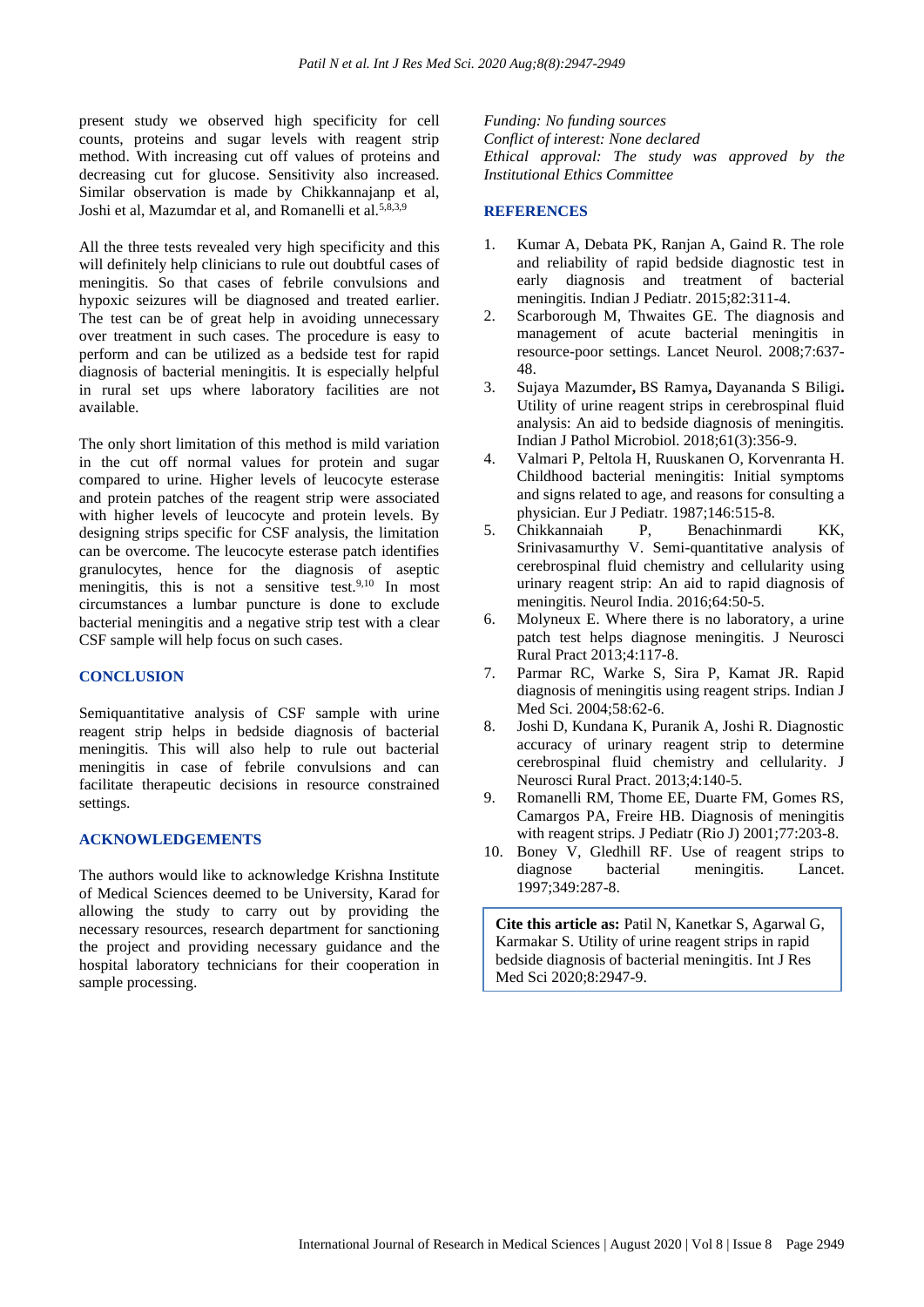present study we observed high specificity for cell counts, proteins and sugar levels with reagent strip method. With increasing cut off values of proteins and decreasing cut for glucose. Sensitivity also increased. Similar observation is made by Chikkannajanp et al, Joshi et al, Mazumdar et al, and Romanelli et al.[5,8,3,9]

All the three tests revealed very high specificity and this will definitely help clinicians to rule out doubtful cases of meningitis. So that cases of febrile convulsions and hypoxic seizures will be diagnosed and treated earlier. The test can be of great help in avoiding unnecessary over treatment in such cases. The procedure is easy to perform and can be utilized as a bedside test for rapid diagnosis of bacterial meningitis. It is especially helpful in rural set ups where laboratory facilities are not available.

The only short limitation of this method is mild variation in the cut off normal values for protein and sugar compared to urine. Higher levels of leucocyte esterase and protein patches of the reagent strip were associated with higher levels of leucocyte and protein levels. By designing strips specific for CSF analysis, the limitation can be overcome. The leucocyte esterase patch identifies granulocytes, hence for the diagnosis of aseptic meningitis, this is not a sensitive test.[9,10] In most circumstances a lumbar puncture is done to exclude bacterial meningitis and a negative strip test with a clear CSF sample will help focus on such cases.

## CONCLUSION

Semiquantitative analysis of CSF sample with urine reagent strip helps in bedside diagnosis of bacterial meningitis. This will also help to rule out bacterial meningitis in case of febrile convulsions and can facilitate therapeutic decisions in resource constrained settings.

## ACKNOWLEDGEMENTS

The authors would like to acknowledge Krishna Institute of Medical Sciences deemed to be University, Karad for allowing the study to carry out by providing the necessary resources, research department for sanctioning the project and providing necessary guidance and the hospital laboratory technicians for their cooperation in sample processing.

*Funding: No funding sources*
*Conflict of interest: None declared*
*Ethical approval: The study was approved by the Institutional Ethics Committee*

## REFERENCES

1. Kumar A, Debata PK, Ranjan A, Gaind R. The role and reliability of rapid bedside diagnostic test in early diagnosis and treatment of bacterial meningitis. Indian J Pediatr. 2015;82:311-4.
2. Scarborough M, Thwaites GE. The diagnosis and management of acute bacterial meningitis in resource-poor settings. Lancet Neurol. 2008;7:637-48.
3. Sujaya Mazumder**,** BS Ramya**,** Dayananda S Biligi**.** Utility of urine reagent strips in cerebrospinal fluid analysis: An aid to bedside diagnosis of meningitis. Indian J Pathol Microbiol. 2018;61(3):356-9.
4. Valmari P, Peltola H, Ruuskanen O, Korvenranta H. Childhood bacterial meningitis: Initial symptoms and signs related to age, and reasons for consulting a physician. Eur J Pediatr. 1987;146:515-8.
5. Chikkannaiah P, Benachinmardi KK, Srinivasamurthy V. Semi-quantitative analysis of cerebrospinal fluid chemistry and cellularity using urinary reagent strip: An aid to rapid diagnosis of meningitis. Neurol India. 2016;64:50-5.
6. Molyneux E. Where there is no laboratory, a urine patch test helps diagnose meningitis. J Neurosci Rural Pract 2013;4:117-8.
7. Parmar RC, Warke S, Sira P, Kamat JR. Rapid diagnosis of meningitis using reagent strips. Indian J Med Sci. 2004;58:62-6.
8. Joshi D, Kundana K, Puranik A, Joshi R. Diagnostic accuracy of urinary reagent strip to determine cerebrospinal fluid chemistry and cellularity. J Neurosci Rural Pract. 2013;4:140-5.
9. Romanelli RM, Thome EE, Duarte FM, Gomes RS, Camargos PA, Freire HB. Diagnosis of meningitis with reagent strips. J Pediatr (Rio J) 2001;77:203-8.
10. Boney V, Gledhill RF. Use of reagent strips to diagnose bacterial meningitis. Lancet. 1997;349:287-8.

**Cite this article as:** Patil N, Kanetkar S, Agarwal G, Karmakar S. Utility of urine reagent strips in rapid bedside diagnosis of bacterial meningitis. Int J Res Med Sci 2020;8:2947-9.